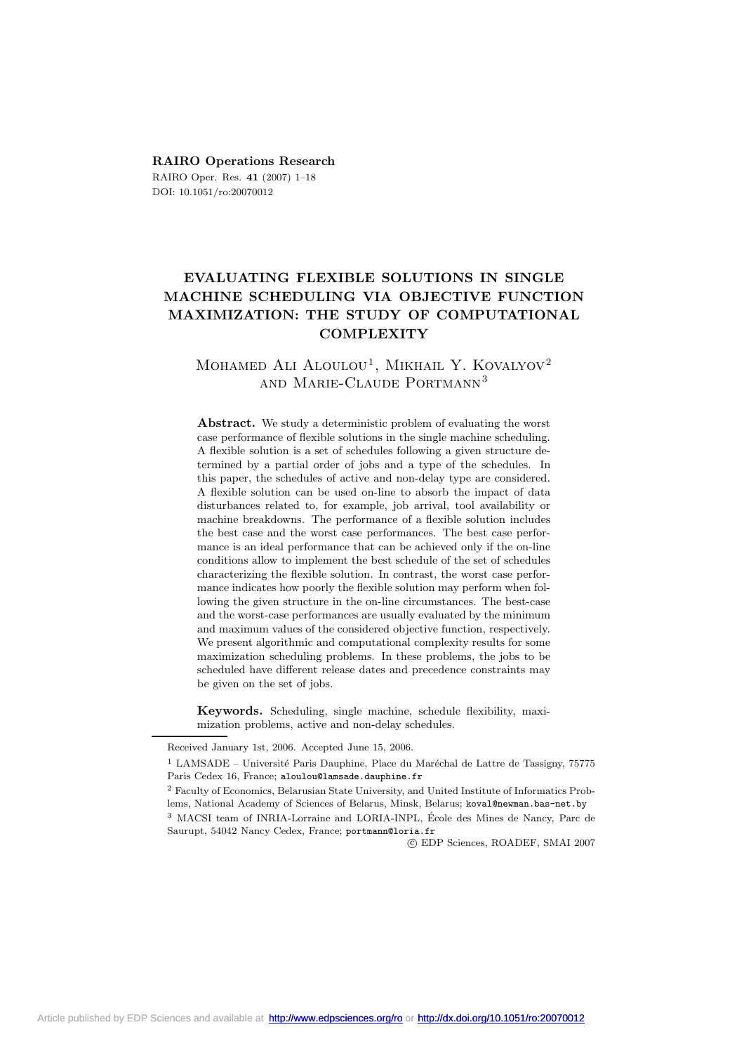**RAIRO Operations Research**

DOI: 10.1051/ro:20070012

# EVALUATING FLEXIBLE SOLUTIONS IN SINGLE MACHINE SCHEDULING VIA OBJECTIVE FUNCTION MAXIMIZATION: THE STUDY OF COMPUTATIONAL COMPLEXITY

Mohamed Ali Aloulou[1], Mikhail Y. Kovalyov[2] and Marie-Claude Portmann[3]

**Abstract.** We study a deterministic problem of evaluating the worst case performance of flexible solutions in the single machine scheduling. A flexible solution is a set of schedules following a given structure determined by a partial order of jobs and a type of the schedules. In this paper, the schedules of active and non-delay type are considered. A flexible solution can be used on-line to absorb the impact of data disturbances related to, for example, job arrival, tool availability or machine breakdowns. The performance of a flexible solution includes the best case and the worst case performances. The best case performance is an ideal performance that can be achieved only if the on-line conditions allow to implement the best schedule of the set of schedules characterizing the flexible solution. In contrast, the worst case performance indicates how poorly the flexible solution may perform when following the given structure in the on-line circumstances. The best-case and the worst-case performances are usually evaluated by the minimum and maximum values of the considered objective function, respectively. We present algorithmic and computational complexity results for some maximization scheduling problems. In these problems, the jobs to be scheduled have different release dates and precedence constraints may be given on the set of jobs.

**Keywords.** Scheduling, single machine, schedule flexibility, maximization problems, active and non-delay schedules.

Received January 1st, 2006. Accepted June 15, 2006.

[1] LAMSADE – Université Paris Dauphine, Place du Maréchal de Lattre de Tassigny, 75775 Paris Cedex 16, France; aloulou@lamsade.dauphine.fr

[2] Faculty of Economics, Belarusian State University, and United Institute of Informatics Problems, National Academy of Sciences of Belarus, Minsk, Belarus; koval@newman.bas-net.by

[3] MACSI team of INRIA-Lorraine and LORIA-INPL, École des Mines de Nancy, Parc de Saurupt, 54042 Nancy Cedex, France; portmann@loria.fr

© EDP Sciences, ROADEF, SMAI 2007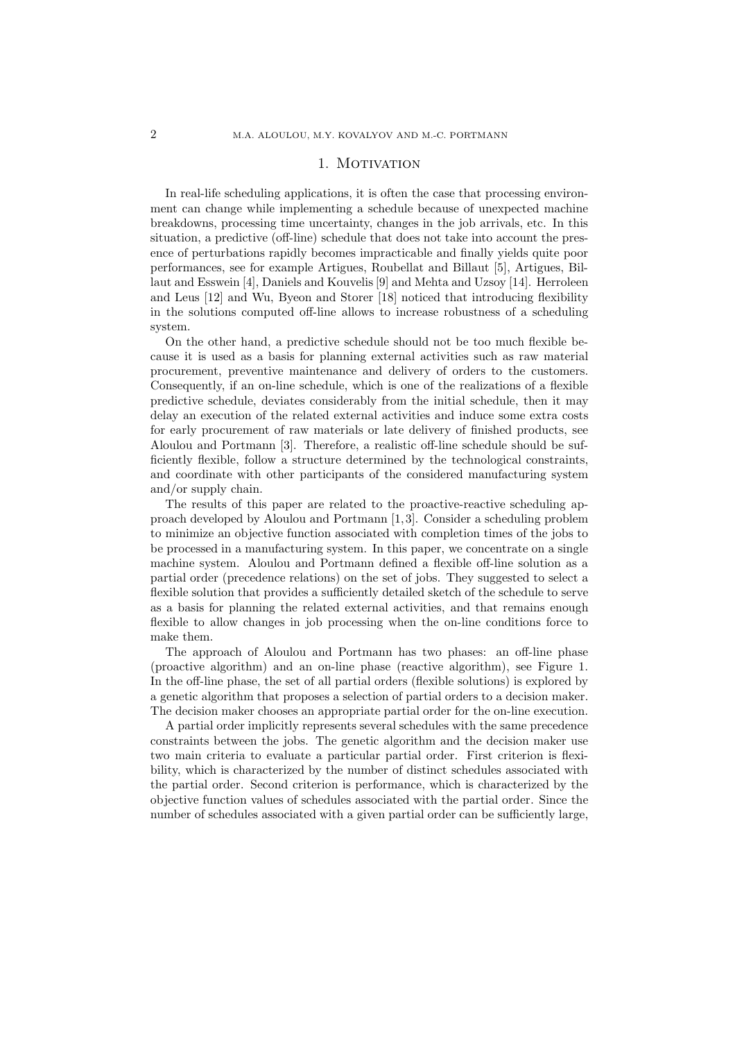## 1. Motivation

In real-life scheduling applications, it is often the case that processing environment can change while implementing a schedule because of unexpected machine breakdowns, processing time uncertainty, changes in the job arrivals, etc. In this situation, a predictive (off-line) schedule that does not take into account the presence of perturbations rapidly becomes impracticable and finally yields quite poor performances, see for example Artigues, Roubellat and Billaut [5], Artigues, Billaut and Esswein [4], Daniels and Kouvelis [9] and Mehta and Uzsoy [14]. Herroleen and Leus [12] and Wu, Byeon and Storer [18] noticed that introducing flexibility in the solutions computed off-line allows to increase robustness of a scheduling system.

On the other hand, a predictive schedule should not be too much flexible because it is used as a basis for planning external activities such as raw material procurement, preventive maintenance and delivery of orders to the customers. Consequently, if an on-line schedule, which is one of the realizations of a flexible predictive schedule, deviates considerably from the initial schedule, then it may delay an execution of the related external activities and induce some extra costs for early procurement of raw materials or late delivery of finished products, see Aloulou and Portmann [3]. Therefore, a realistic off-line schedule should be sufficiently flexible, follow a structure determined by the technological constraints, and coordinate with other participants of the considered manufacturing system and/or supply chain.

The results of this paper are related to the proactive-reactive scheduling approach developed by Aloulou and Portmann [1, 3]. Consider a scheduling problem to minimize an objective function associated with completion times of the jobs to be processed in a manufacturing system. In this paper, we concentrate on a single machine system. Aloulou and Portmann defined a flexible off-line solution as a partial order (precedence relations) on the set of jobs. They suggested to select a flexible solution that provides a sufficiently detailed sketch of the schedule to serve as a basis for planning the related external activities, and that remains enough flexible to allow changes in job processing when the on-line conditions force to make them.

The approach of Aloulou and Portmann has two phases: an off-line phase (proactive algorithm) and an on-line phase (reactive algorithm), see Figure 1. In the off-line phase, the set of all partial orders (flexible solutions) is explored by a genetic algorithm that proposes a selection of partial orders to a decision maker. The decision maker chooses an appropriate partial order for the on-line execution.

A partial order implicitly represents several schedules with the same precedence constraints between the jobs. The genetic algorithm and the decision maker use two main criteria to evaluate a particular partial order. First criterion is flexibility, which is characterized by the number of distinct schedules associated with the partial order. Second criterion is performance, which is characterized by the objective function values of schedules associated with the partial order. Since the number of schedules associated with a given partial order can be sufficiently large,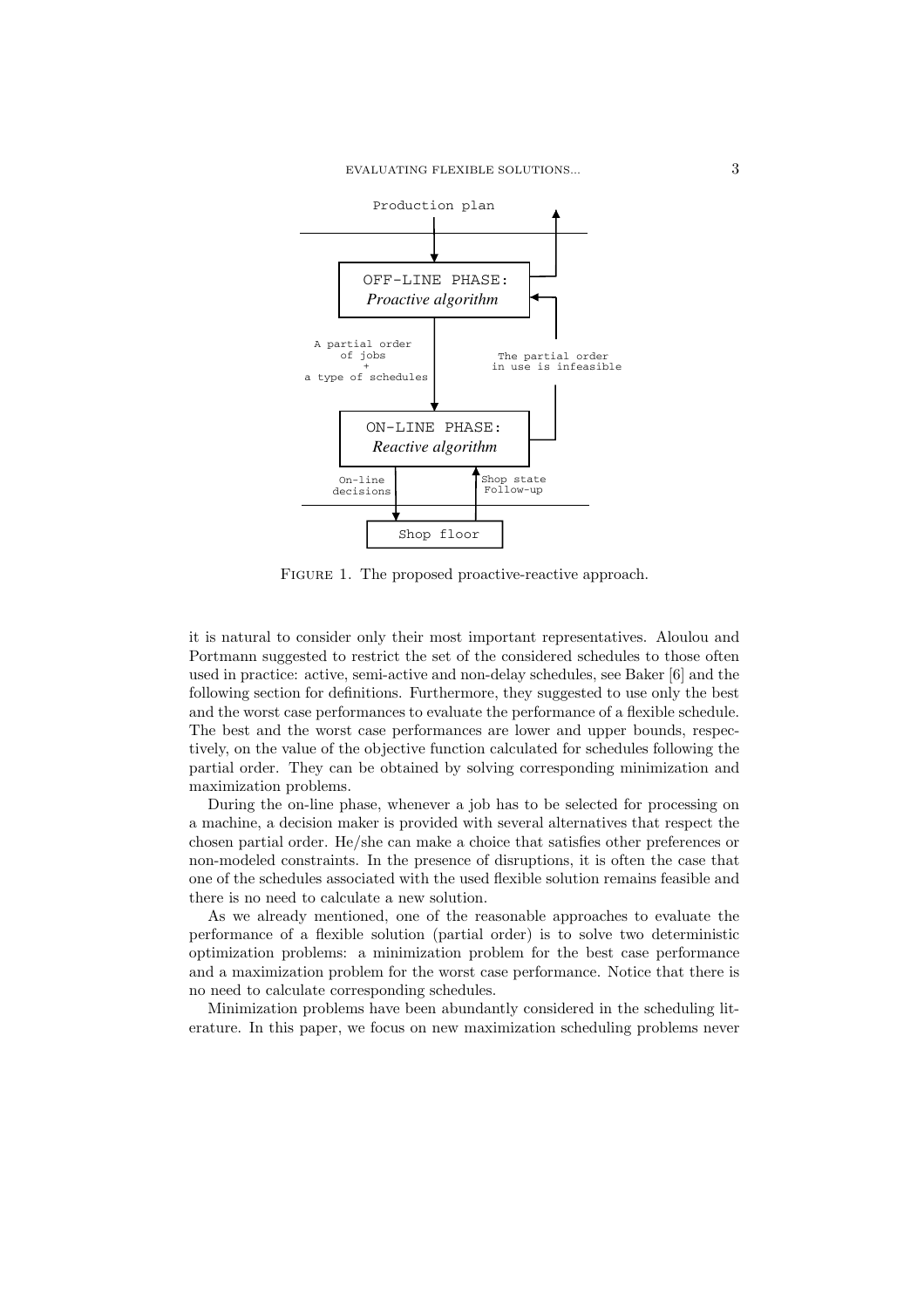Figure 1. The proposed proactive-reactive approach.

it is natural to consider only their most important representatives. Aloulou and Portmann suggested to restrict the set of the considered schedules to those often used in practice: active, semi-active and non-delay schedules, see Baker [6] and the following section for definitions. Furthermore, they suggested to use only the best and the worst case performances to evaluate the performance of a flexible schedule. The best and the worst case performances are lower and upper bounds, respectively, on the value of the objective function calculated for schedules following the partial order. They can be obtained by solving corresponding minimization and maximization problems.

During the on-line phase, whenever a job has to be selected for processing on a machine, a decision maker is provided with several alternatives that respect the chosen partial order. He/she can make a choice that satisfies other preferences or non-modeled constraints. In the presence of disruptions, it is often the case that one of the schedules associated with the used flexible solution remains feasible and there is no need to calculate a new solution.

As we already mentioned, one of the reasonable approaches to evaluate the performance of a flexible solution (partial order) is to solve two deterministic optimization problems: a minimization problem for the best case performance and a maximization problem for the worst case performance. Notice that there is no need to calculate corresponding schedules.

Minimization problems have been abundantly considered in the scheduling literature. In this paper, we focus on new maximization scheduling problems never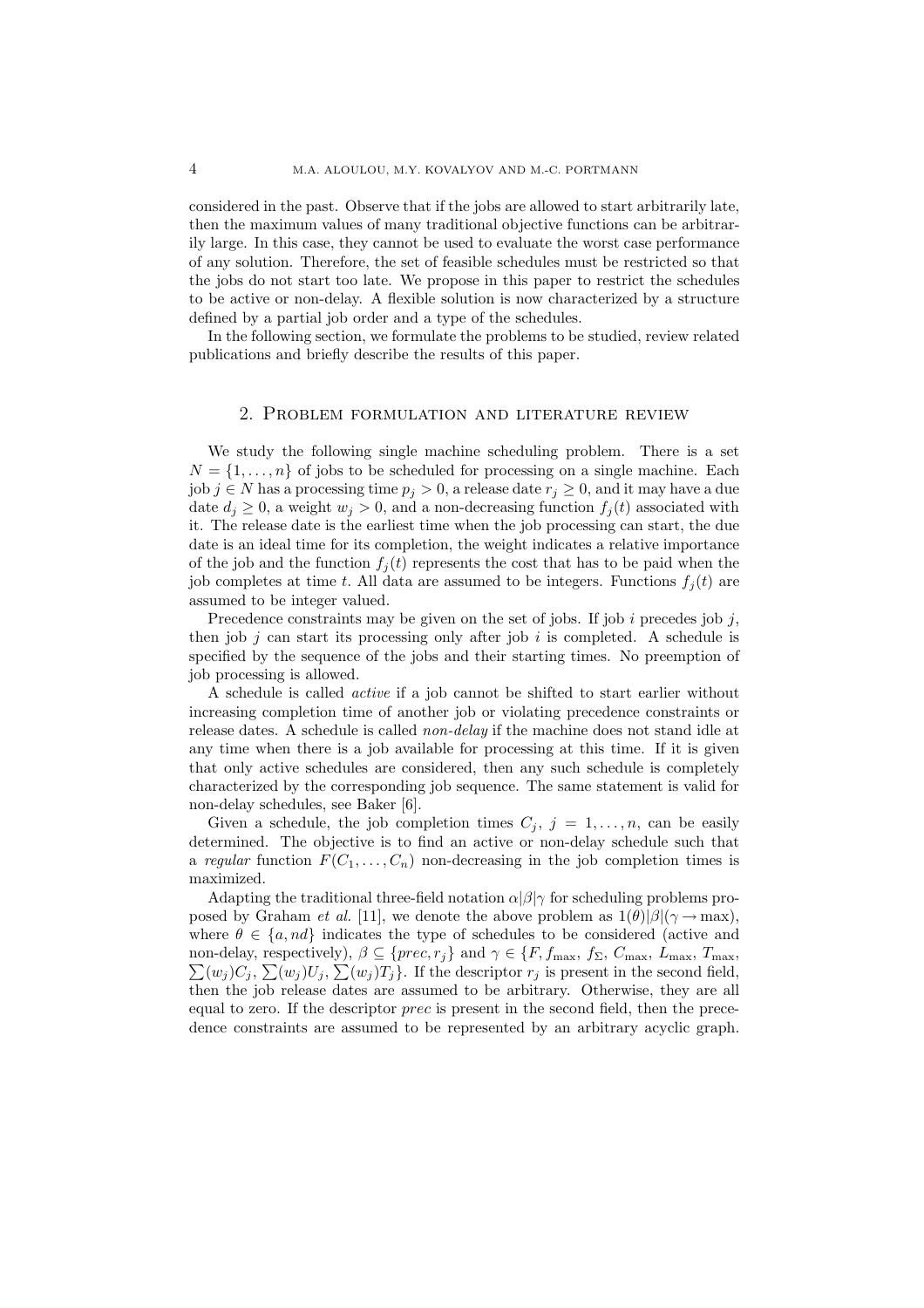considered in the past. Observe that if the jobs are allowed to start arbitrarily late, then the maximum values of many traditional objective functions can be arbitrarily large. In this case, they cannot be used to evaluate the worst case performance of any solution. Therefore, the set of feasible schedules must be restricted so that the jobs do not start too late. We propose in this paper to restrict the schedules to be active or non-delay. A flexible solution is now characterized by a structure defined by a partial job order and a type of the schedules.

In the following section, we formulate the problems to be studied, review related publications and briefly describe the results of this paper.

## 2. Problem formulation and literature review

We study the following single machine scheduling problem. There is a set $N = \{1, \ldots, n\}$ of jobs to be scheduled for processing on a single machine. Each job $j \in N$ has a processing time $p_j > 0$, a release date $r_j \geq 0$, and it may have a due date $d_j \geq 0$, a weight $w_j > 0$, and a non-decreasing function $f_j(t)$ associated with it. The release date is the earliest time when the job processing can start, the due date is an ideal time for its completion, the weight indicates a relative importance of the job and the function $f_j(t)$ represents the cost that has to be paid when the job completes at time $t$. All data are assumed to be integers. Functions $f_j(t)$ are assumed to be integer valued.

Precedence constraints may be given on the set of jobs. If job $i$ precedes job $j$, then job $j$ can start its processing only after job $i$ is completed. A schedule is specified by the sequence of the jobs and their starting times. No preemption of job processing is allowed.

A schedule is called *active* if a job cannot be shifted to start earlier without increasing completion time of another job or violating precedence constraints or release dates. A schedule is called *non-delay* if the machine does not stand idle at any time when there is a job available for processing at this time. If it is given that only active schedules are considered, then any such schedule is completely characterized by the corresponding job sequence. The same statement is valid for non-delay schedules, see Baker [6].

Given a schedule, the job completion times $C_j$, $j = 1, \ldots, n$, can be easily determined. The objective is to find an active or non-delay schedule such that a *regular* function $F(C_1, \ldots, C_n)$ non-decreasing in the job completion times is maximized.

Adapting the traditional three-field notation $\alpha|\beta|\gamma$ for scheduling problems proposed by Graham *et al.* [11], we denote the above problem as $1(\theta)|\beta|(\gamma \rightarrow \max)$, where $\theta \in \{a, nd\}$ indicates the type of schedules to be considered (active and non-delay, respectively), $\beta \subseteq \{prec, r_j\}$ and $\gamma \in \{F, f_{\max}, f_{\Sigma}, C_{\max}, L_{\max}, T_{\max}, \sum(w_j)C_j, \sum(w_j)U_j, \sum(w_j)T_j\}$. If the descriptor $r_j$ is present in the second field, then the job release dates are assumed to be arbitrary. Otherwise, they are all equal to zero. If the descriptor *prec* is present in the second field, then the precedence constraints are assumed to be represented by an arbitrary acyclic graph.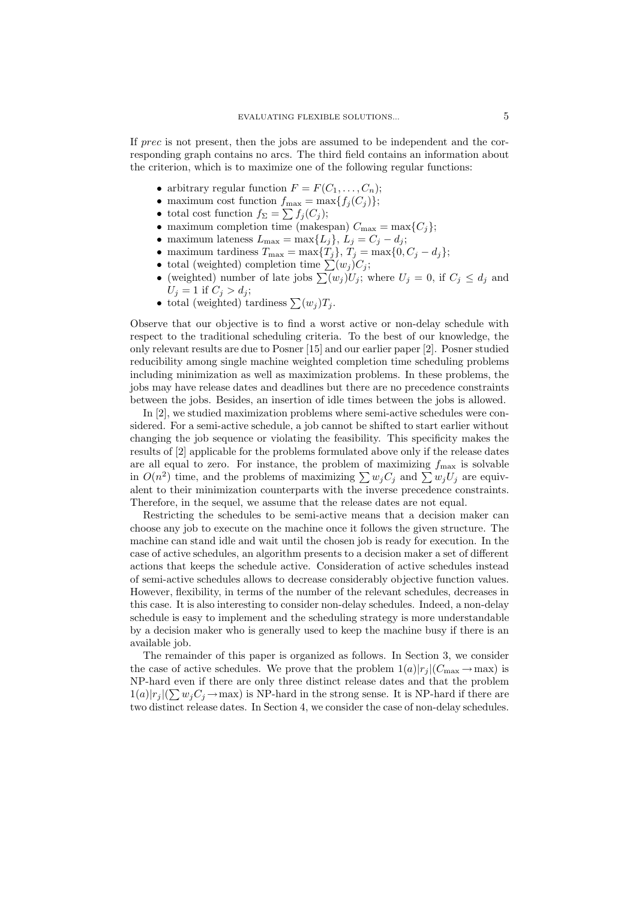If *prec* is not present, then the jobs are assumed to be independent and the corresponding graph contains no arcs. The third field contains an information about the criterion, which is to maximize one of the following regular functions:

- arbitrary regular function $F = F(C_1, \ldots, C_n)$;
- maximum cost function $f_{\max} = \max\{f_j(C_j)\}$;
- total cost function $f_\Sigma = \sum f_j(C_j)$;
- maximum completion time (makespan) $C_{\max} = \max\{C_j\}$;
- maximum lateness $L_{\max} = \max\{L_j\}$, $L_j = C_j - d_j$;
- maximum tardiness $T_{\max} = \max\{T_j\}$, $T_j = \max\{0, C_j - d_j\}$;
- total (weighted) completion time $\sum(w_j)C_j$;
- (weighted) number of late jobs $\sum(w_j)U_j$; where $U_j = 0$, if $C_j \leq d_j$ and $U_j = 1$ if $C_j > d_j$;
- total (weighted) tardiness $\sum(w_j)T_j$.

Observe that our objective is to find a worst active or non-delay schedule with respect to the traditional scheduling criteria. To the best of our knowledge, the only relevant results are due to Posner [15] and our earlier paper [2]. Posner studied reducibility among single machine weighted completion time scheduling problems including minimization as well as maximization problems. In these problems, the jobs may have release dates and deadlines but there are no precedence constraints between the jobs. Besides, an insertion of idle times between the jobs is allowed.

In [2], we studied maximization problems where semi-active schedules were considered. For a semi-active schedule, a job cannot be shifted to start earlier without changing the job sequence or violating the feasibility. This specificity makes the results of [2] applicable for the problems formulated above only if the release dates are all equal to zero. For instance, the problem of maximizing $f_{\max}$ is solvable in $O(n^2)$ time, and the problems of maximizing $\sum w_jC_j$ and $\sum w_jU_j$ are equivalent to their minimization counterparts with the inverse precedence constraints. Therefore, in the sequel, we assume that the release dates are not equal.

Restricting the schedules to be semi-active means that a decision maker can choose any job to execute on the machine once it follows the given structure. The machine can stand idle and wait until the chosen job is ready for execution. In the case of active schedules, an algorithm presents to a decision maker a set of different actions that keeps the schedule active. Consideration of active schedules instead of semi-active schedules allows to decrease considerably objective function values. However, flexibility, in terms of the number of the relevant schedules, decreases in this case. It is also interesting to consider non-delay schedules. Indeed, a non-delay schedule is easy to implement and the scheduling strategy is more understandable by a decision maker who is generally used to keep the machine busy if there is an available job.

The remainder of this paper is organized as follows. In Section 3, we consider the case of active schedules. We prove that the problem $1(a)|r_j|(C_{\max} \to \max)$ is NP-hard even if there are only three distinct release dates and that the problem $1(a)|r_j|(\sum w_jC_j \to \max)$ is NP-hard in the strong sense. It is NP-hard if there are two distinct release dates. In Section 4, we consider the case of non-delay schedules.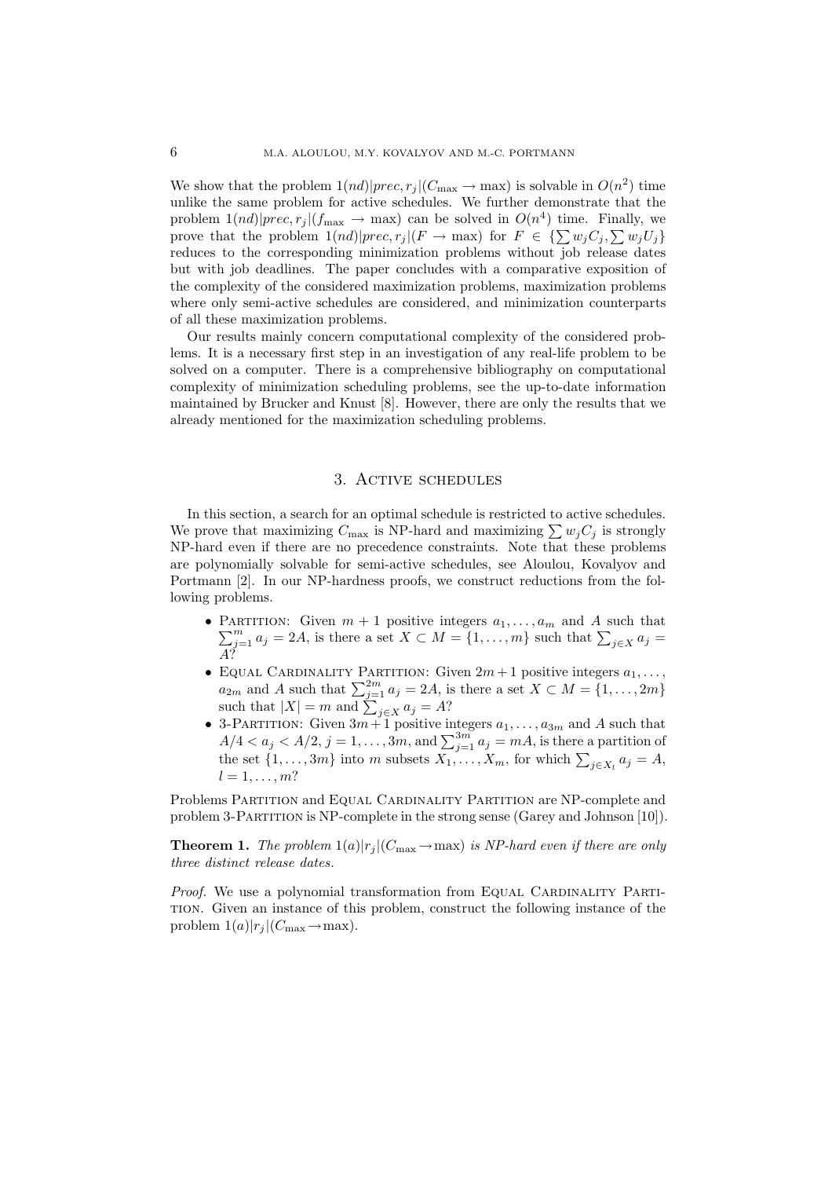We show that the problem $1(nd)|prec, r_j|(C_{\max} \rightarrow \max)$ is solvable in $O(n^2)$ time unlike the same problem for active schedules. We further demonstrate that the problem $1(nd)|prec, r_j|(f_{\max} \rightarrow \max)$ can be solved in $O(n^4)$ time. Finally, we prove that the problem $1(nd)|prec, r_j|(F \rightarrow \max)$ for $F \in \{\sum w_j C_j, \sum w_j U_j\}$ reduces to the corresponding minimization problems without job release dates but with job deadlines. The paper concludes with a comparative exposition of the complexity of the considered maximization problems, maximization problems where only semi-active schedules are considered, and minimization counterparts of all these maximization problems.

Our results mainly concern computational complexity of the considered problems. It is a necessary first step in an investigation of any real-life problem to be solved on a computer. There is a comprehensive bibliography on computational complexity of minimization scheduling problems, see the up-to-date information maintained by Brucker and Knust [8]. However, there are only the results that we already mentioned for the maximization scheduling problems.

## 3. Active schedules

In this section, a search for an optimal schedule is restricted to active schedules. We prove that maximizing $C_{\max}$ is NP-hard and maximizing $\sum w_j C_j$ is strongly NP-hard even if there are no precedence constraints. Note that these problems are polynomially solvable for semi-active schedules, see Aloulou, Kovalyov and Portmann [2]. In our NP-hardness proofs, we construct reductions from the following problems.

- Partition: Given $m+1$ positive integers $a_1, \ldots, a_m$ and $A$ such that $\sum_{j=1}^{m} a_j = 2A$, is there a set $X \subset M = \{1, \ldots, m\}$ such that $\sum_{j \in X} a_j = A$?
- Equal Cardinality Partition: Given $2m+1$ positive integers $a_1, \ldots, a_{2m}$ and $A$ such that $\sum_{j=1}^{2m} a_j = 2A$, is there a set $X \subset M = \{1, \ldots, 2m\}$ such that $|X| = m$ and $\sum_{j \in X} a_j = A$?
- 3-Partition: Given $3m+1$ positive integers $a_1, \ldots, a_{3m}$ and $A$ such that $A/4 < a_j < A/2$, $j = 1, \ldots, 3m$, and $\sum_{j=1}^{3m} a_j = mA$, is there a partition of the set $\{1, \ldots, 3m\}$ into $m$ subsets $X_1, \ldots, X_m$, for which $\sum_{j \in X_l} a_j = A$, $l = 1, \ldots, m$?

Problems Partition and Equal Cardinality Partition are NP-complete and problem 3-Partition is NP-complete in the strong sense (Garey and Johnson [10]).

**Theorem 1.** *The problem $1(a)|r_j|(C_{\max} \rightarrow \max)$ is NP-hard even if there are only three distinct release dates.*

*Proof.* We use a polynomial transformation from Equal Cardinality Partition. Given an instance of this problem, construct the following instance of the problem $1(a)|r_j|(C_{\max} \rightarrow \max)$.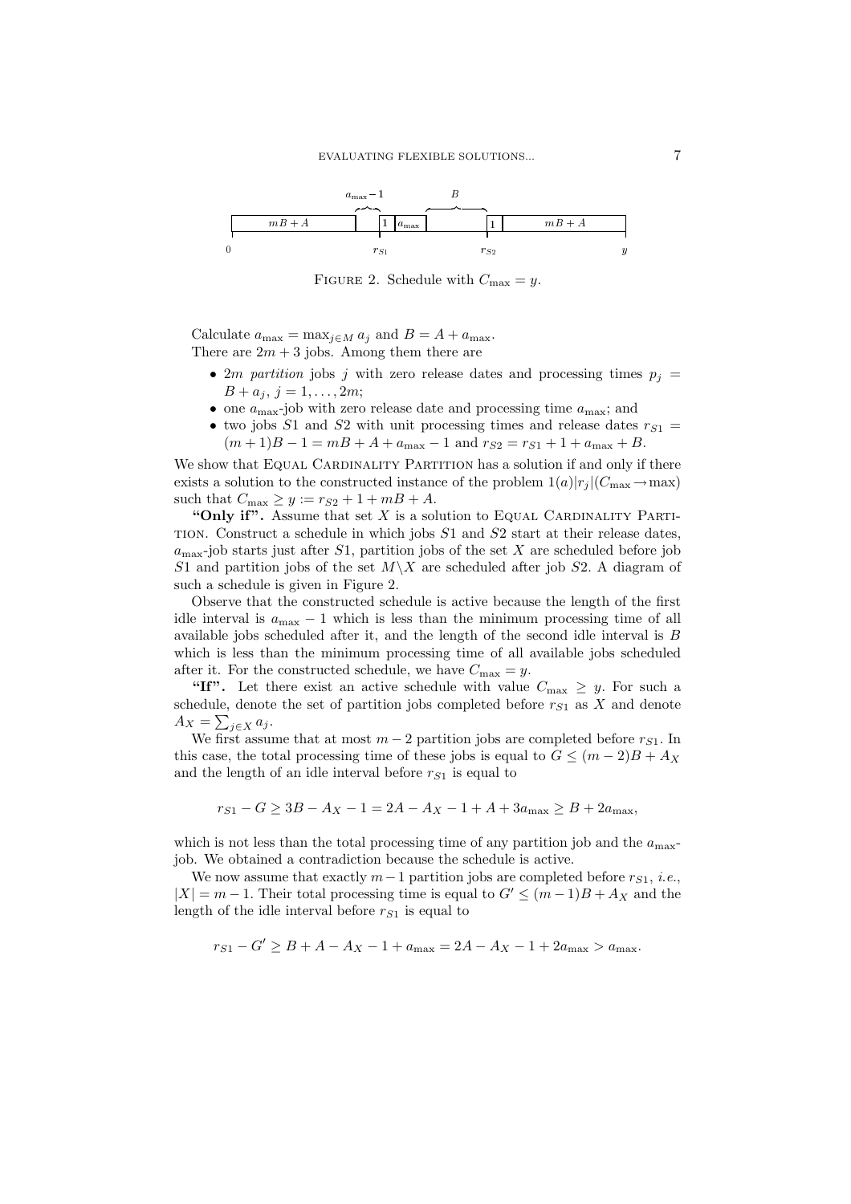FIGURE 2. Schedule with $C_{\max} = y$.

Calculate $a_{\max} = \max_{j \in M} a_j$ and $B = A + a_{\max}$.

There are $2m + 3$ jobs. Among them there are

- $2m$ *partition* jobs $j$ with zero release dates and processing times $p_j = B + a_j$, $j = 1, \ldots, 2m$;
- one $a_{\max}$-job with zero release date and processing time $a_{\max}$; and
- two jobs $S1$ and $S2$ with unit processing times and release dates $r_{S1} = (m+1)B - 1 = mB + A + a_{\max} - 1$ and $r_{S2} = r_{S1} + 1 + a_{\max} + B$.

We show that EQUAL CARDINALITY PARTITION has a solution if and only if there exists a solution to the constructed instance of the problem $1(a)|r_j|(C_{\max} \to \max)$ such that $C_{\max} \geq y := r_{S2} + 1 + mB + A$.

**"Only if".** Assume that set $X$ is a solution to EQUAL CARDINALITY PARTITION. Construct a schedule in which jobs $S1$ and $S2$ start at their release dates, $a_{\max}$-job starts just after $S1$, partition jobs of the set $X$ are scheduled before job $S1$ and partition jobs of the set $M \setminus X$ are scheduled after job $S2$. A diagram of such a schedule is given in Figure 2.

Observe that the constructed schedule is active because the length of the first idle interval is $a_{\max} - 1$ which is less than the minimum processing time of all available jobs scheduled after it, and the length of the second idle interval is $B$ which is less than the minimum processing time of all available jobs scheduled after it. For the constructed schedule, we have $C_{\max} = y$.

**"If".** Let there exist an active schedule with value $C_{\max} \geq y$. For such a schedule, denote the set of partition jobs completed before $r_{S1}$ as $X$ and denote $A_X = \sum_{j \in X} a_j$.

We first assume that at most $m - 2$ partition jobs are completed before $r_{S1}$. In this case, the total processing time of these jobs is equal to $G \leq (m-2)B + A_X$ and the length of an idle interval before $r_{S1}$ is equal to

$$r_{S1} - G \geq 3B - A_X - 1 = 2A - A_X - 1 + A + 3a_{\max} \geq B + 2a_{\max},$$

which is not less than the total processing time of any partition job and the $a_{\max}$-job. We obtained a contradiction because the schedule is active.

We now assume that exactly $m - 1$ partition jobs are completed before $r_{S1}$, *i.e.*, $|X| = m - 1$. Their total processing time is equal to $G' \leq (m-1)B + A_X$ and the length of the idle interval before $r_{S1}$ is equal to

$$r_{S1} - G' \geq B + A - A_X - 1 + a_{\max} = 2A - A_X - 1 + 2a_{\max} > a_{\max}.$$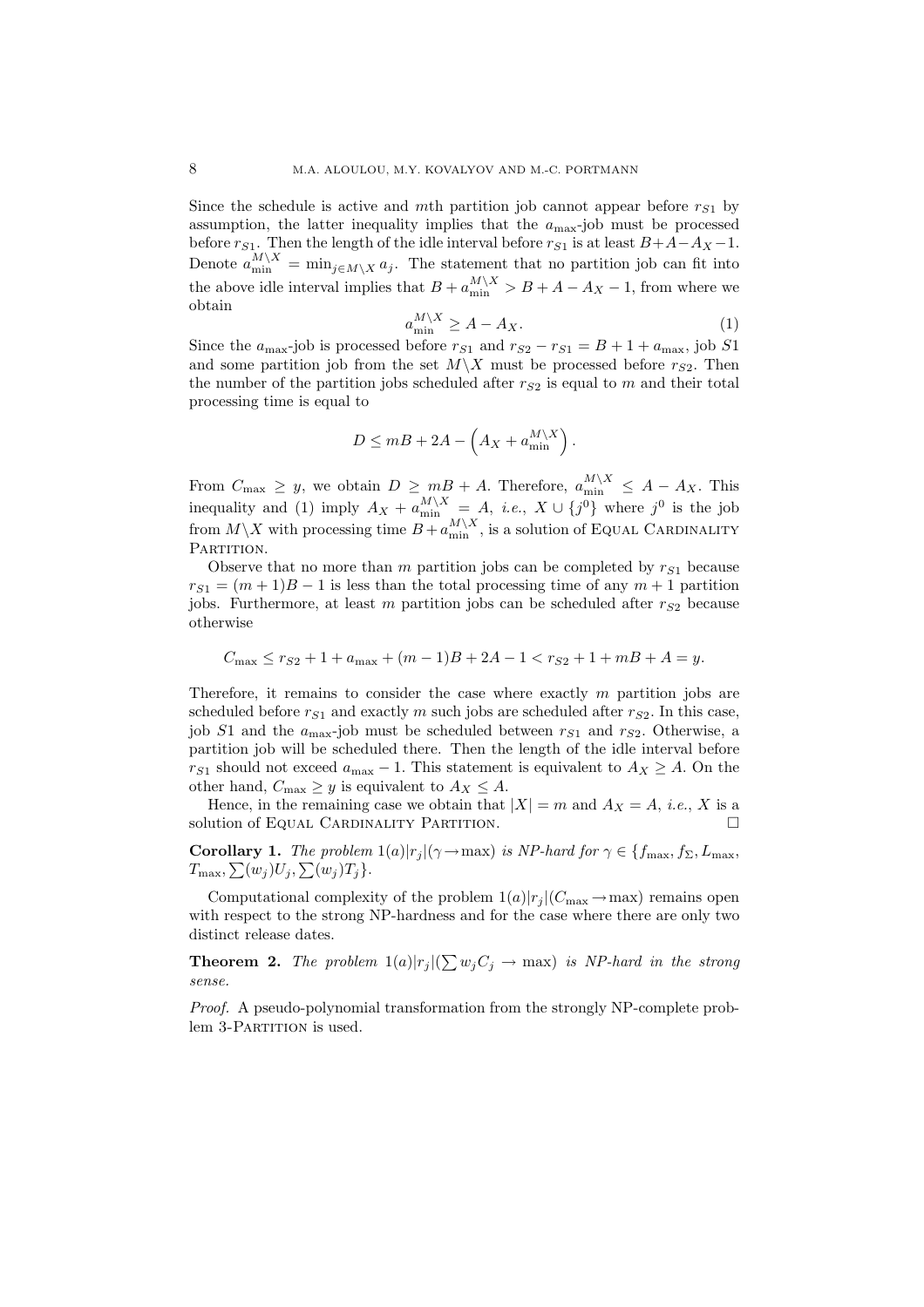Since the schedule is active and $m$th partition job cannot appear before $r_{S1}$ by assumption, the latter inequality implies that the $a_{\max}$-job must be processed before $r_{S1}$. Then the length of the idle interval before $r_{S1}$ is at least $B+A-A_X-1$. Denote $a_{\min}^{M\backslash X} = \min_{j\in M\backslash X} a_j$. The statement that no partition job can fit into the above idle interval implies that $B + a_{\min}^{M\backslash X} > B + A - A_X - 1$, from where we obtain

$$a_{\min}^{M\backslash X} \geq A - A_X. \tag{1}$$

Since the $a_{\max}$-job is processed before $r_{S1}$ and $r_{S2} - r_{S1} = B + 1 + a_{\max}$, job $S1$ and some partition job from the set $M\backslash X$ must be processed before $r_{S2}$. Then the number of the partition jobs scheduled after $r_{S2}$ is equal to $m$ and their total processing time is equal to

$$D \leq mB + 2A - \left(A_X + a_{\min}^{M\backslash X}\right).$$

From $C_{\max} \geq y$, we obtain $D \geq mB + A$. Therefore, $a_{\min}^{M\backslash X} \leq A - A_X$. This inequality and (1) imply $A_X + a_{\min}^{M\backslash X} = A$, *i.e.*, $X \cup \{j^0\}$ where $j^0$ is the job from $M\backslash X$ with processing time $B + a_{\min}^{M\backslash X}$, is a solution of Equal Cardinality Partition.

Observe that no more than $m$ partition jobs can be completed by $r_{S1}$ because $r_{S1} = (m+1)B - 1$ is less than the total processing time of any $m+1$ partition jobs. Furthermore, at least $m$ partition jobs can be scheduled after $r_{S2}$ because otherwise

$$C_{\max} \leq r_{S2} + 1 + a_{\max} + (m-1)B + 2A - 1 < r_{S2} + 1 + mB + A = y.$$

Therefore, it remains to consider the case where exactly $m$ partition jobs are scheduled before $r_{S1}$ and exactly $m$ such jobs are scheduled after $r_{S2}$. In this case, job $S1$ and the $a_{\max}$-job must be scheduled between $r_{S1}$ and $r_{S2}$. Otherwise, a partition job will be scheduled there. Then the length of the idle interval before $r_{S1}$ should not exceed $a_{\max} - 1$. This statement is equivalent to $A_X \geq A$. On the other hand, $C_{\max} \geq y$ is equivalent to $A_X \leq A$.

Hence, in the remaining case we obtain that $|X| = m$ and $A_X = A$, *i.e.*, $X$ is a solution of Equal Cardinality Partition. □

**Corollary 1.** *The problem $1(a)|r_j|(\gamma \rightarrow \max)$ is NP-hard for $\gamma \in \{f_{\max}, f_\Sigma, L_{\max}, T_{\max}, \sum(w_j)U_j, \sum(w_j)T_j\}$.*

Computational complexity of the problem $1(a)|r_j|(C_{\max} \rightarrow \max)$ remains open with respect to the strong NP-hardness and for the case where there are only two distinct release dates.

**Theorem 2.** *The problem $1(a)|r_j|(\sum w_j C_j \rightarrow \max)$ is NP-hard in the strong sense.*

*Proof.* A pseudo-polynomial transformation from the strongly NP-complete problem 3-Partition is used.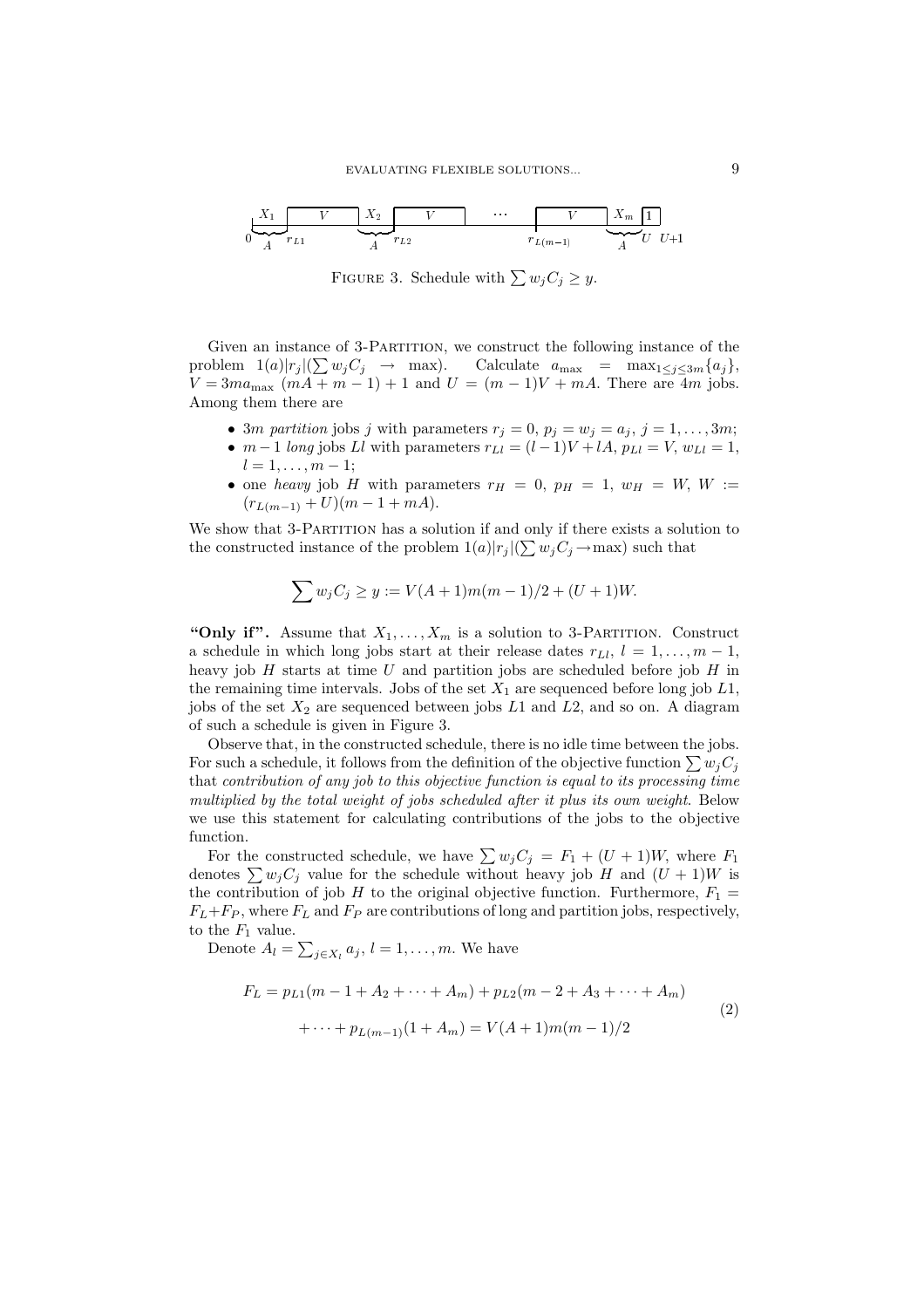FIGURE 3. Schedule with $\sum w_j C_j \geq y$.

Given an instance of 3-PARTITION, we construct the following instance of the problem $1(a)|r_j|(\sum w_j C_j \rightarrow \max)$. Calculate $a_{\max} = \max_{1\leq j\leq 3m}\{a_j\}$, $V = 3ma_{\max}\ (mA + m - 1) + 1$ and $U = (m-1)V + mA$. There are $4m$ jobs. Among them there are

- $3m$ *partition* jobs $j$ with parameters $r_j = 0$, $p_j = w_j = a_j$, $j = 1, \ldots, 3m$;
- $m-1$ *long* jobs $Ll$ with parameters $r_{Ll} = (l-1)V + lA$, $p_{Ll} = V$, $w_{Ll} = 1$, $l = 1, \ldots, m-1$;
- one *heavy* job $H$ with parameters $r_H = 0$, $p_H = 1$, $w_H = W$, $W := (r_{L(m-1)} + U)(m - 1 + mA)$.

We show that 3-PARTITION has a solution if and only if there exists a solution to the constructed instance of the problem $1(a)|r_j|(\sum w_j C_j \rightarrow \max)$ such that

$$\sum w_j C_j \geq y := V(A+1)m(m-1)/2 + (U+1)W.$$

**"Only if".** Assume that $X_1, \ldots, X_m$ is a solution to 3-PARTITION. Construct a schedule in which long jobs start at their release dates $r_{Ll}$, $l = 1, \ldots, m-1$, heavy job $H$ starts at time $U$ and partition jobs are scheduled before job $H$ in the remaining time intervals. Jobs of the set $X_1$ are sequenced before long job $L1$, jobs of the set $X_2$ are sequenced between jobs $L1$ and $L2$, and so on. A diagram of such a schedule is given in Figure 3.

Observe that, in the constructed schedule, there is no idle time between the jobs. For such a schedule, it follows from the definition of the objective function $\sum w_j C_j$ that *contribution of any job to this objective function is equal to its processing time multiplied by the total weight of jobs scheduled after it plus its own weight*. Below we use this statement for calculating contributions of the jobs to the objective function.

For the constructed schedule, we have $\sum w_j C_j = F_1 + (U+1)W$, where $F_1$ denotes $\sum w_j C_j$ value for the schedule without heavy job $H$ and $(U+1)W$ is the contribution of job $H$ to the original objective function. Furthermore, $F_1 = F_L + F_P$, where $F_L$ and $F_P$ are contributions of long and partition jobs, respectively, to the $F_1$ value.

Denote $A_l = \sum_{j\in X_l} a_j$, $l = 1, \ldots, m$. We have

$$\begin{aligned} F_L = p_{L1}(m - 1 + A_2 + \cdots + A_m) + p_{L2}(m - 2 + A_3 + \cdots + A_m) \\ + \cdots + p_{L(m-1)}(1 + A_m) = V(A+1)m(m-1)/2 \end{aligned} \tag{2}$$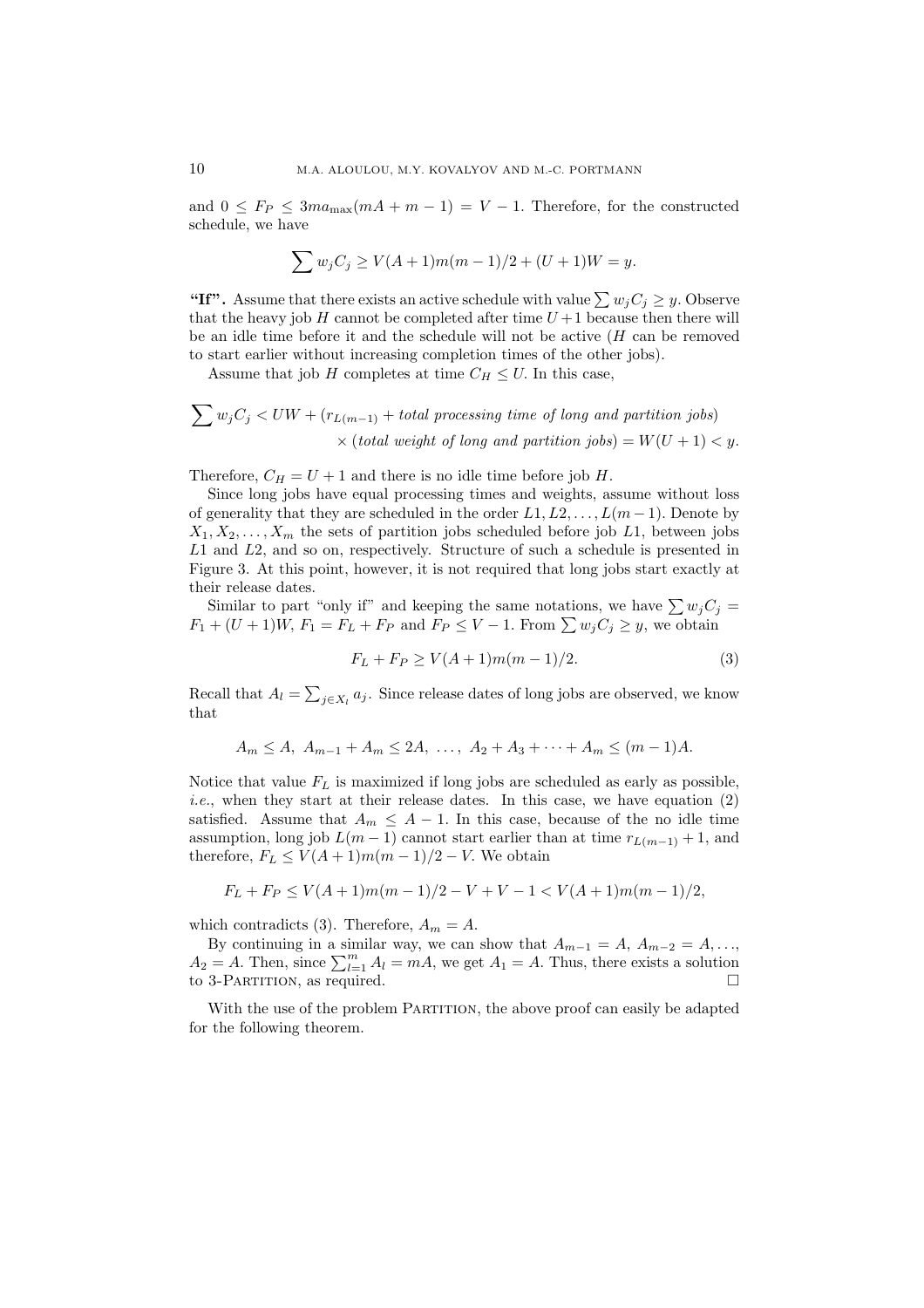and $0 \leq F_P \leq 3ma_{\max}(mA + m - 1) = V - 1$. Therefore, for the constructed schedule, we have

$$\sum w_j C_j \geq V(A+1)m(m-1)/2 + (U+1)W = y.$$

**"If".** Assume that there exists an active schedule with value $\sum w_j C_j \geq y$. Observe that the heavy job $H$ cannot be completed after time $U+1$ because then there will be an idle time before it and the schedule will not be active ($H$ can be removed to start earlier without increasing completion times of the other jobs).

Assume that job $H$ completes at time $C_H \leq U$. In this case,

$$\sum w_j C_j < UW + (r_{L(m-1)} + \textit{total processing time of long and partition jobs}) \times (\textit{total weight of long and partition jobs}) = W(U+1) < y.$$

Therefore, $C_H = U + 1$ and there is no idle time before job $H$.

Since long jobs have equal processing times and weights, assume without loss of generality that they are scheduled in the order $L1, L2, \ldots, L(m-1)$. Denote by $X_1, X_2, \ldots, X_m$ the sets of partition jobs scheduled before job $L1$, between jobs $L1$ and $L2$, and so on, respectively. Structure of such a schedule is presented in Figure 3. At this point, however, it is not required that long jobs start exactly at their release dates.

Similar to part "only if" and keeping the same notations, we have $\sum w_j C_j = F_1 + (U+1)W$, $F_1 = F_L + F_P$ and $F_P \leq V - 1$. From $\sum w_j C_j \geq y$, we obtain

$$F_L + F_P \geq V(A+1)m(m-1)/2. \tag{3}$$

Recall that $A_l = \sum_{j \in X_l} a_j$. Since release dates of long jobs are observed, we know that

$$A_m \leq A,\ A_{m-1} + A_m \leq 2A,\ \ldots,\ A_2 + A_3 + \cdots + A_m \leq (m-1)A.$$

Notice that value $F_L$ is maximized if long jobs are scheduled as early as possible, *i.e.*, when they start at their release dates. In this case, we have equation (2) satisfied. Assume that $A_m \leq A - 1$. In this case, because of the no idle time assumption, long job $L(m-1)$ cannot start earlier than at time $r_{L(m-1)} + 1$, and therefore, $F_L \leq V(A+1)m(m-1)/2 - V$. We obtain

$$F_L + F_P \leq V(A+1)m(m-1)/2 - V + V - 1 < V(A+1)m(m-1)/2,$$

which contradicts (3). Therefore, $A_m = A$.

By continuing in a similar way, we can show that $A_{m-1} = A$, $A_{m-2} = A, \ldots$, $A_2 = A$. Then, since $\sum_{l=1}^{m} A_l = mA$, we get $A_1 = A$. Thus, there exists a solution to 3-Partition, as required. □

With the use of the problem Partition, the above proof can easily be adapted for the following theorem.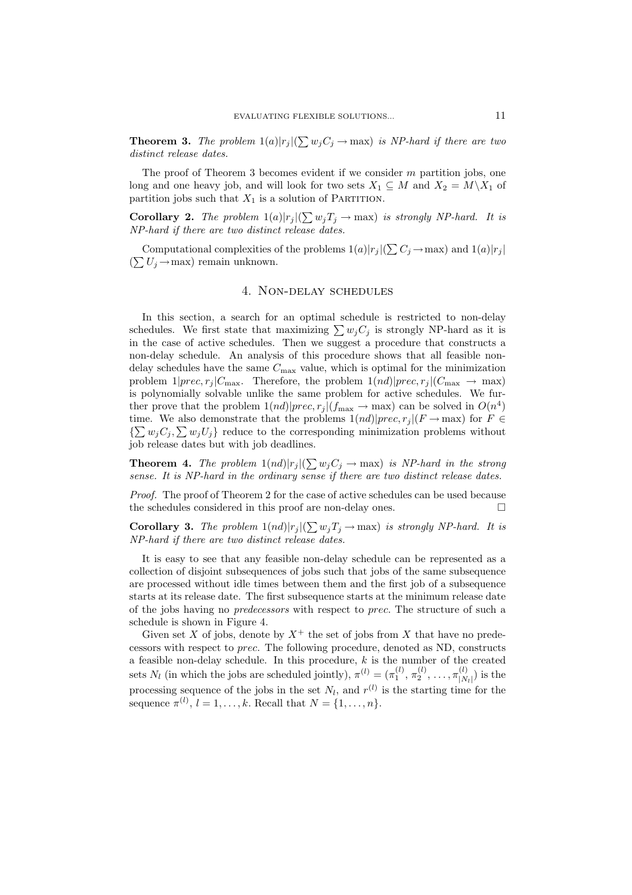**Theorem 3.** *The problem $1(a)|r_j|(\sum w_jC_j \to \max)$ is NP-hard if there are two distinct release dates.*

The proof of Theorem 3 becomes evident if we consider $m$ partition jobs, one long and one heavy job, and will look for two sets $X_1 \subseteq M$ and $X_2 = M \backslash X_1$ of partition jobs such that $X_1$ is a solution of Partition.

**Corollary 2.** *The problem $1(a)|r_j|(\sum w_jT_j \to \max)$ is strongly NP-hard. It is NP-hard if there are two distinct release dates.*

Computational complexities of the problems $1(a)|r_j|(\sum C_j \to \max)$ and $1(a)|r_j|(\sum U_j \to \max)$ remain unknown.

## 4. Non-delay schedules

In this section, a search for an optimal schedule is restricted to non-delay schedules. We first state that maximizing $\sum w_jC_j$ is strongly NP-hard as it is in the case of active schedules. Then we suggest a procedure that constructs a non-delay schedule. An analysis of this procedure shows that all feasible non-delay schedules have the same $C_{\max}$ value, which is optimal for the minimization problem $1|prec, r_j|C_{\max}$. Therefore, the problem $1(nd)|prec, r_j|(C_{\max} \to \max)$ is polynomially solvable unlike the same problem for active schedules. We further prove that the problem $1(nd)|prec, r_j|(f_{\max} \to \max)$ can be solved in $O(n^4)$ time. We also demonstrate that the problems $1(nd)|prec, r_j|(F \to \max)$ for $F \in \{\sum w_jC_j, \sum w_jU_j\}$ reduce to the corresponding minimization problems without job release dates but with job deadlines.

**Theorem 4.** *The problem $1(nd)|r_j|(\sum w_jC_j \to \max)$ is NP-hard in the strong sense. It is NP-hard in the ordinary sense if there are two distinct release dates.*

*Proof.* The proof of Theorem 2 for the case of active schedules can be used because the schedules considered in this proof are non-delay ones. □

**Corollary 3.** *The problem $1(nd)|r_j|(\sum w_jT_j \to \max)$ is strongly NP-hard. It is NP-hard if there are two distinct release dates.*

It is easy to see that any feasible non-delay schedule can be represented as a collection of disjoint subsequences of jobs such that jobs of the same subsequence are processed without idle times between them and the first job of a subsequence starts at its release date. The first subsequence starts at the minimum release date of the jobs having no *predecessors* with respect to *prec*. The structure of such a schedule is shown in Figure 4.

Given set $X$ of jobs, denote by $X^+$ the set of jobs from $X$ that have no predecessors with respect to *prec*. The following procedure, denoted as ND, constructs a feasible non-delay schedule. In this procedure, $k$ is the number of the created sets $N_l$ (in which the jobs are scheduled jointly), $\pi^{(l)} = (\pi_1^{(l)}, \pi_2^{(l)}, \ldots, \pi_{|N_l|}^{(l)})$ is the processing sequence of the jobs in the set $N_l$, and $r^{(l)}$ is the starting time for the sequence $\pi^{(l)}$, $l = 1, \ldots, k$. Recall that $N = \{1, \ldots, n\}$.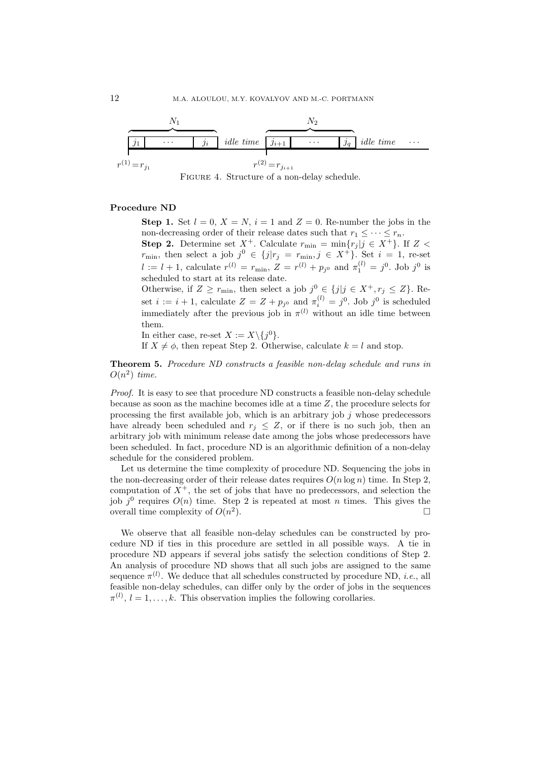$N_1$ $N_2$

$j_1$ ··· $j_i$ *idle time* $j_{i+1}$ ··· $j_q$ *idle time* ···

$r^{(1)} = r_{j_1}$ $r^{(2)} = r_{j_{i+1}}$

Figure 4. Structure of a non-delay schedule.

**Procedure ND**

**Step 1.** Set $l = 0$, $X = N$, $i = 1$ and $Z = 0$. Re-number the jobs in the non-decreasing order of their release dates such that $r_1 \leq \cdots \leq r_n$.

**Step 2.** Determine set $X^+$. Calculate $r_{\min} = \min\{r_j | j \in X^+\}$. If $Z < r_{\min}$, then select a job $j^0 \in \{j | r_j = r_{\min}, j \in X^+\}$. Set $i = 1$, re-set $l := l + 1$, calculate $r^{(l)} = r_{\min}$, $Z = r^{(l)} + p_{j^0}$ and $\pi_1^{(l)} = j^0$. Job $j^0$ is scheduled to start at its release date.

Otherwise, if $Z \geq r_{\min}$, then select a job $j^0 \in \{j | j \in X^+, r_j \leq Z\}$. Re-set $i := i + 1$, calculate $Z = Z + p_{j^0}$ and $\pi_i^{(l)} = j^0$. Job $j^0$ is scheduled immediately after the previous job in $\pi^{(l)}$ without an idle time between them.

In either case, re-set $X := X \backslash \{j^0\}$.

If $X \neq \phi$, then repeat Step 2. Otherwise, calculate $k = l$ and stop.

**Theorem 5.** *Procedure ND constructs a feasible non-delay schedule and runs in $O(n^2)$ time.*

*Proof.* It is easy to see that procedure ND constructs a feasible non-delay schedule because as soon as the machine becomes idle at a time $Z$, the procedure selects for processing the first available job, which is an arbitrary job $j$ whose predecessors have already been scheduled and $r_j \leq Z$, or if there is no such job, then an arbitrary job with minimum release date among the jobs whose predecessors have been scheduled. In fact, procedure ND is an algorithmic definition of a non-delay schedule for the considered problem.

Let us determine the time complexity of procedure ND. Sequencing the jobs in the non-decreasing order of their release dates requires $O(n \log n)$ time. In Step 2, computation of $X^+$, the set of jobs that have no predecessors, and selection the job $j^0$ requires $O(n)$ time. Step 2 is repeated at most $n$ times. This gives the overall time complexity of $O(n^2)$. □

We observe that all feasible non-delay schedules can be constructed by procedure ND if ties in this procedure are settled in all possible ways. A tie in procedure ND appears if several jobs satisfy the selection conditions of Step 2. An analysis of procedure ND shows that all such jobs are assigned to the same sequence $\pi^{(l)}$. We deduce that all schedules constructed by procedure ND, *i.e.*, all feasible non-delay schedules, can differ only by the order of jobs in the sequences $\pi^{(l)}$, $l = 1, \ldots, k$. This observation implies the following corollaries.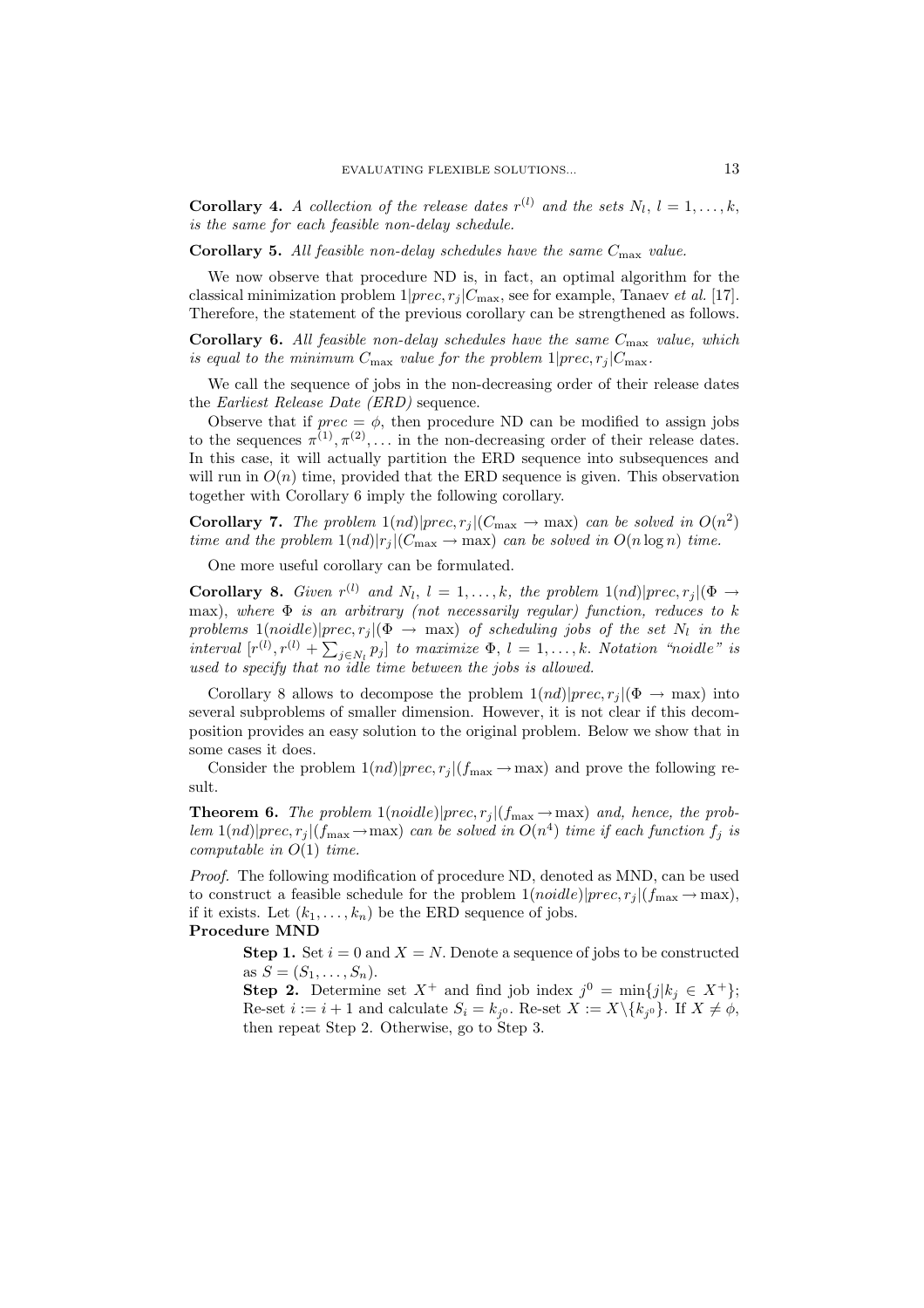**Corollary 4.** *A collection of the release dates $r^{(l)}$ and the sets $N_l$, $l = 1, \dots, k$, is the same for each feasible non-delay schedule.*

**Corollary 5.** *All feasible non-delay schedules have the same $C_{\max}$ value.*

We now observe that procedure ND is, in fact, an optimal algorithm for the classical minimization problem $1|prec, r_j|C_{\max}$, see for example, Tanaev *et al.* [17]. Therefore, the statement of the previous corollary can be strengthened as follows.

**Corollary 6.** *All feasible non-delay schedules have the same $C_{\max}$ value, which is equal to the minimum $C_{\max}$ value for the problem $1|prec, r_j|C_{\max}$.*

We call the sequence of jobs in the non-decreasing order of their release dates the *Earliest Release Date (ERD)* sequence.

Observe that if $prec = \phi$, then procedure ND can be modified to assign jobs to the sequences $\pi^{(1)}, \pi^{(2)}, \dots$ in the non-decreasing order of their release dates. In this case, it will actually partition the ERD sequence into subsequences and will run in $O(n)$ time, provided that the ERD sequence is given. This observation together with Corollary 6 imply the following corollary.

**Corollary 7.** *The problem $1(nd)|prec, r_j|(C_{\max} \to \max)$ can be solved in $O(n^2)$ time and the problem $1(nd)|r_j|(C_{\max} \to \max)$ can be solved in $O(n \log n)$ time.*

One more useful corollary can be formulated.

**Corollary 8.** *Given $r^{(l)}$ and $N_l$, $l = 1, \dots, k$, the problem $1(nd)|prec, r_j|(\Phi \to \max)$, where $\Phi$ is an arbitrary (not necessarily regular) function, reduces to $k$ problems $1(noidle)|prec, r_j|(\Phi \to \max)$ of scheduling jobs of the set $N_l$ in the interval $[r^{(l)}, r^{(l)} + \sum_{j \in N_l} p_j]$ to maximize $\Phi$, $l = 1, \dots, k$. Notation "noidle" is used to specify that no idle time between the jobs is allowed.*

Corollary 8 allows to decompose the problem $1(nd)|prec, r_j|(\Phi \to \max)$ into several subproblems of smaller dimension. However, it is not clear if this decomposition provides an easy solution to the original problem. Below we show that in some cases it does.

Consider the problem $1(nd)|prec, r_j|(f_{\max} \to \max)$ and prove the following result.

**Theorem 6.** *The problem $1(noidle)|prec, r_j|(f_{\max} \to \max)$ and, hence, the problem $1(nd)|prec, r_j|(f_{\max} \to \max)$ can be solved in $O(n^4)$ time if each function $f_j$ is computable in $O(1)$ time.*

*Proof.* The following modification of procedure ND, denoted as MND, can be used to construct a feasible schedule for the problem $1(noidle)|prec, r_j|(f_{\max} \to \max)$, if it exists. Let $(k_1, \dots, k_n)$ be the ERD sequence of jobs.

**Procedure MND**

> **Step 1.** Set $i = 0$ and $X = N$. Denote a sequence of jobs to be constructed as $S = (S_1, \dots, S_n)$.
>
> **Step 2.** Determine set $X^+$ and find job index $j^0 = \min\{j | k_j \in X^+\}$; Re-set $i := i + 1$ and calculate $S_i = k_{j^0}$. Re-set $X := X \backslash \{k_{j^0}\}$. If $X \neq \phi$, then repeat Step 2. Otherwise, go to Step 3.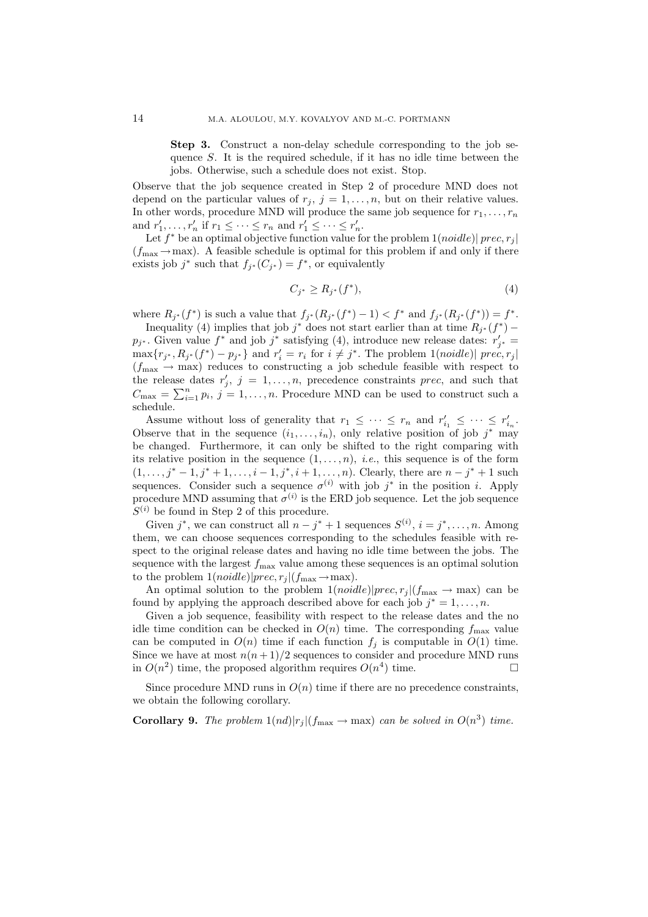> **Step 3.** Construct a non-delay schedule corresponding to the job sequence $S$. It is the required schedule, if it has no idle time between the jobs. Otherwise, such a schedule does not exist. Stop.

Observe that the job sequence created in Step 2 of procedure MND does not depend on the particular values of $r_j$, $j = 1, \ldots, n$, but on their relative values. In other words, procedure MND will produce the same job sequence for $r_1, \ldots, r_n$ and $r'_1, \ldots, r'_n$ if $r_1 \leq \cdots \leq r_n$ and $r'_1 \leq \cdots \leq r'_n$.

Let $f^*$ be an optimal objective function value for the problem $1(noidle)|\, prec, r_j|$ $(f_{\max} \to \max)$. A feasible schedule is optimal for this problem if and only if there exists job $j^*$ such that $f_{j^*}(C_{j^*}) = f^*$, or equivalently

$$C_{j^*} \geq R_{j^*}(f^*), \tag{4}$$

where $R_{j^*}(f^*)$ is such a value that $f_{j^*}(R_{j^*}(f^*) - 1) < f^*$ and $f_{j^*}(R_{j^*}(f^*)) = f^*$.

Inequality (4) implies that job $j^*$ does not start earlier than at time $R_{j^*}(f^*) - p_{j^*}$. Given value $f^*$ and job $j^*$ satisfying (4), introduce new release dates: $r'_{j^*} = \max\{r_{j^*}, R_{j^*}(f^*) - p_{j^*}\}$ and $r'_i = r_i$ for $i \neq j^*$. The problem $1(noidle)|\, prec, r_j|$ $(f_{\max} \to \max)$ reduces to constructing a job schedule feasible with respect to the release dates $r'_j$, $j = 1, \ldots, n$, precedence constraints *prec*, and such that $C_{\max} = \sum_{i=1}^n p_i$, $j = 1, \ldots, n$. Procedure MND can be used to construct such a schedule.

Assume without loss of generality that $r_1 \leq \cdots \leq r_n$ and $r'_{i_1} \leq \cdots \leq r'_{i_n}$. Observe that in the sequence $(i_1, \ldots, i_n)$, only relative position of job $j^*$ may be changed. Furthermore, it can only be shifted to the right comparing with its relative position in the sequence $(1, \ldots, n)$, *i.e.*, this sequence is of the form $(1, \ldots, j^* - 1, j^* + 1, \ldots, i - 1, j^*, i + 1, \ldots, n)$. Clearly, there are $n - j^* + 1$ such sequences. Consider such a sequence $\sigma^{(i)}$ with job $j^*$ in the position $i$. Apply procedure MND assuming that $\sigma^{(i)}$ is the ERD job sequence. Let the job sequence $S^{(i)}$ be found in Step 2 of this procedure.

Given $j^*$, we can construct all $n - j^* + 1$ sequences $S^{(i)}$, $i = j^*, \ldots, n$. Among them, we can choose sequences corresponding to the schedules feasible with respect to the original release dates and having no idle time between the jobs. The sequence with the largest $f_{\max}$ value among these sequences is an optimal solution to the problem $1(noidle)|prec, r_j|(f_{\max} \to \max)$.

An optimal solution to the problem $1(noidle)|prec, r_j|(f_{\max} \to \max)$ can be found by applying the approach described above for each job $j^* = 1, \ldots, n$.

Given a job sequence, feasibility with respect to the release dates and the no idle time condition can be checked in $O(n)$ time. The corresponding $f_{\max}$ value can be computed in $O(n)$ time if each function $f_j$ is computable in $O(1)$ time. Since we have at most $n(n+1)/2$ sequences to consider and procedure MND runs in $O(n^2)$ time, the proposed algorithm requires $O(n^4)$ time. □

Since procedure MND runs in $O(n)$ time if there are no precedence constraints, we obtain the following corollary.

**Corollary 9.** *The problem $1(nd)|r_j|(f_{\max} \to \max)$ can be solved in $O(n^3)$ time.*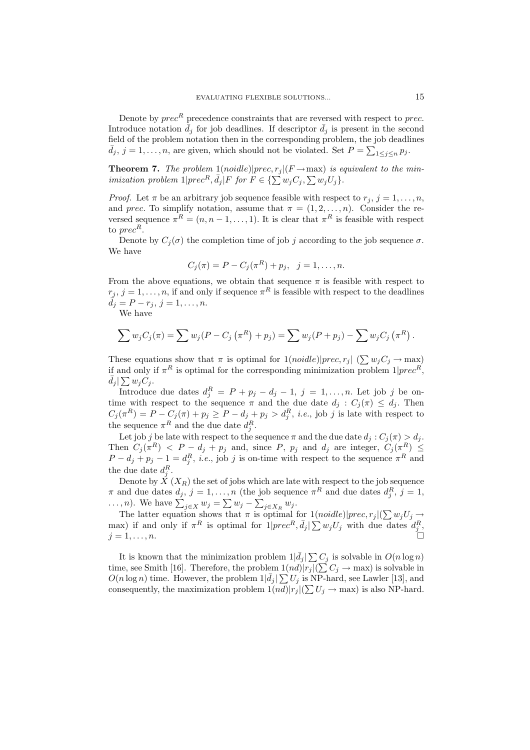Denote by $prec^R$ precedence constraints that are reversed with respect to $prec$. Introduce notation $\bar{d}_j$ for job deadlines. If descriptor $\bar{d}_j$ is present in the second field of the problem notation then in the corresponding problem, the job deadlines $\bar{d}_j$, $j = 1, \ldots, n$, are given, which should not be violated. Set $P = \sum_{1 \le j \le n} p_j$.

**Theorem 7.** *The problem* $1(noidle)|prec, r_j|(F \to \max)$ *is equivalent to the minimization problem* $1|prec^R, \bar{d}_j|F$ *for* $F \in \{\sum w_j C_j, \sum w_j U_j\}$.

*Proof.* Let $\pi$ be an arbitrary job sequence feasible with respect to $r_j$, $j = 1, \ldots, n$, and $prec$. To simplify notation, assume that $\pi = (1, 2, \ldots, n)$. Consider the reversed sequence $\pi^R = (n, n-1, \ldots, 1)$. It is clear that $\pi^R$ is feasible with respect to $prec^R$.

Denote by $C_j(\sigma)$ the completion time of job $j$ according to the job sequence $\sigma$. We have

$$C_j(\pi) = P - C_j(\pi^R) + p_j, \quad j = 1, \ldots, n.$$

From the above equations, we obtain that sequence $\pi$ is feasible with respect to $r_j$, $j = 1, \ldots, n$, if and only if sequence $\pi^R$ is feasible with respect to the deadlines $\bar{d}_j = P - r_j$, $j = 1, \ldots, n$.

We have

$$\sum w_j C_j(\pi) = \sum w_j (P - C_j\left(\pi^R\right) + p_j) = \sum w_j (P + p_j) - \sum w_j C_j\left(\pi^R\right).$$

These equations show that $\pi$ is optimal for $1(noidle)|prec, r_j|\ (\sum w_j C_j \to \max)$ if and only if $\pi^R$ is optimal for the corresponding minimization problem $1|prec^R, \bar{d}_j|\sum w_j C_j$.

Introduce due dates $d_j^R = P + p_j - d_j - 1$, $j = 1, \ldots, n$. Let job $j$ be on-time with respect to the sequence $\pi$ and the due date $d_j : C_j(\pi) \le d_j$. Then $C_j(\pi^R) = P - C_j(\pi) + p_j \ge P - d_j + p_j > d_j^R$, *i.e.*, job $j$ is late with respect to the sequence $\pi^R$ and the due date $d_j^R$.

Let job $j$ be late with respect to the sequence $\pi$ and the due date $d_j : C_j(\pi) > d_j$. Then $C_j(\pi^R) < P - d_j + p_j$ and, since $P$, $p_j$ and $d_j$ are integer, $C_j(\pi^R) \le P - d_j + p_j - 1 = d_j^R$, *i.e.*, job $j$ is on-time with respect to the sequence $\pi^R$ and the due date $d_j^R$.

Denote by $X$ ($X_R$) the set of jobs which are late with respect to the job sequence $\pi$ and due dates $d_j$, $j = 1, \ldots, n$ (the job sequence $\pi^R$ and due dates $d_j^R$, $j = 1, \ldots, n$). We have $\sum_{j \in X} w_j = \sum w_j - \sum_{j \in X_R} w_j$.

The latter equation shows that $\pi$ is optimal for $1(noidle)|prec, r_j|(\sum w_j U_j \to \max)$ if and only if $\pi^R$ is optimal for $1|prec^R, \bar{d}_j|\sum w_j U_j$ with due dates $d_j^R$, $j = 1, \ldots, n$. □

It is known that the minimization problem $1|\bar{d}_j|\sum C_j$ is solvable in $O(n \log n)$ time, see Smith [16]. Therefore, the problem $1(nd)|r_j|(\sum C_j \to \max)$ is solvable in $O(n \log n)$ time. However, the problem $1|\bar{d}_j|\sum U_j$ is NP-hard, see Lawler [13], and consequently, the maximization problem $1(nd)|r_j|(\sum U_j \to \max)$ is also NP-hard.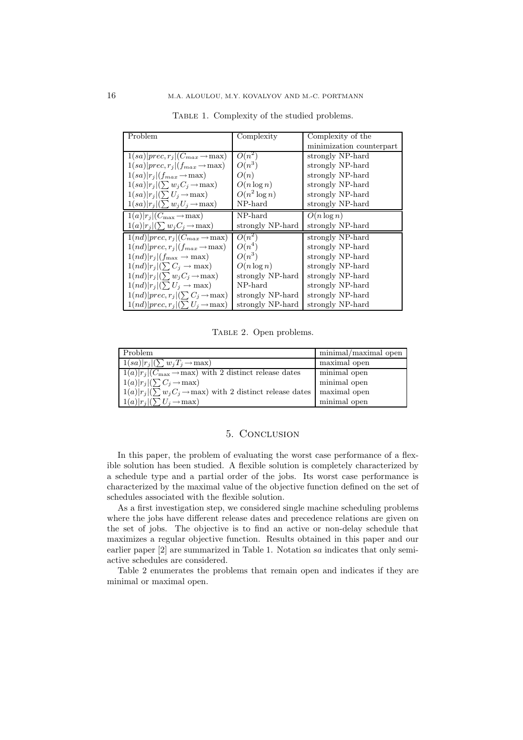Table 1. Complexity of the studied problems.

| Problem | Complexity | Complexity of the minimization counterpart |
|---|---|---|
| $1(sa)\|prec, r_j\|(C_{max} \rightarrow \max)$ | $O(n^2)$ | strongly NP-hard |
| $1(sa)\|prec, r_j\|(f_{max} \rightarrow \max)$ | $O(n^3)$ | strongly NP-hard |
| $1(sa)\|r_j\|(f_{max} \rightarrow \max)$ | $O(n)$ | strongly NP-hard |
| $1(sa)\|r_j\|(\sum w_j C_j \rightarrow \max)$ | $O(n \log n)$ | strongly NP-hard |
| $1(sa)\|r_j\|(\sum U_j \rightarrow \max)$ | $O(n^2 \log n)$ | strongly NP-hard |
| $1(sa)\|r_j\|(\sum w_j U_j \rightarrow \max)$ | NP-hard | strongly NP-hard |
| $1(a)\|r_j\|(C_{\max} \rightarrow \max)$ | NP-hard | $O(n \log n)$ |
| $1(a)\|r_j\|(\sum w_j C_j \rightarrow \max)$ | strongly NP-hard | strongly NP-hard |
| $1(nd)\|prec, r_j\|(C_{max} \rightarrow \max)$ | $O(n^2)$ | strongly NP-hard |
| $1(nd)\|prec, r_j\|(f_{max} \rightarrow \max)$ | $O(n^4)$ | strongly NP-hard |
| $1(nd)\|r_j\|(f_{\max} \rightarrow \max)$ | $O(n^3)$ | strongly NP-hard |
| $1(nd)\|r_j\|(\sum C_j \rightarrow \max)$ | $O(n \log n)$ | strongly NP-hard |
| $1(nd)\|r_j\|(\sum w_j C_j \rightarrow \max)$ | strongly NP-hard | strongly NP-hard |
| $1(nd)\|r_j\|(\sum U_j \rightarrow \max)$ | NP-hard | strongly NP-hard |
| $1(nd)\|prec, r_j\|(\sum C_j \rightarrow \max)$ | strongly NP-hard | strongly NP-hard |
| $1(nd)\|prec, r_j\|(\sum U_j \rightarrow \max)$ | strongly NP-hard | strongly NP-hard |

Table 2. Open problems.

| Problem | minimal/maximal open |
|---|---|
| $1(sa)\|r_j\|(\sum w_j T_j \rightarrow \max)$ | maximal open |
| $1(a)\|r_j\|(C_{\max} \rightarrow \max)$ with 2 distinct release dates | minimal open |
| $1(a)\|r_j\|(\sum C_j \rightarrow \max)$ | minimal open |
| $1(a)\|r_j\|(\sum w_j C_j \rightarrow \max)$ with 2 distinct release dates | maximal open |
| $1(a)\|r_j\|(\sum U_j \rightarrow \max)$ | minimal open |

## 5. Conclusion

In this paper, the problem of evaluating the worst case performance of a flexible solution has been studied. A flexible solution is completely characterized by a schedule type and a partial order of the jobs. Its worst case performance is characterized by the maximal value of the objective function defined on the set of schedules associated with the flexible solution.

As a first investigation step, we considered single machine scheduling problems where the jobs have different release dates and precedence relations are given on the set of jobs. The objective is to find an active or non-delay schedule that maximizes a regular objective function. Results obtained in this paper and our earlier paper [2] are summarized in Table 1. Notation *sa* indicates that only semi-active schedules are considered.

Table 2 enumerates the problems that remain open and indicates if they are minimal or maximal open.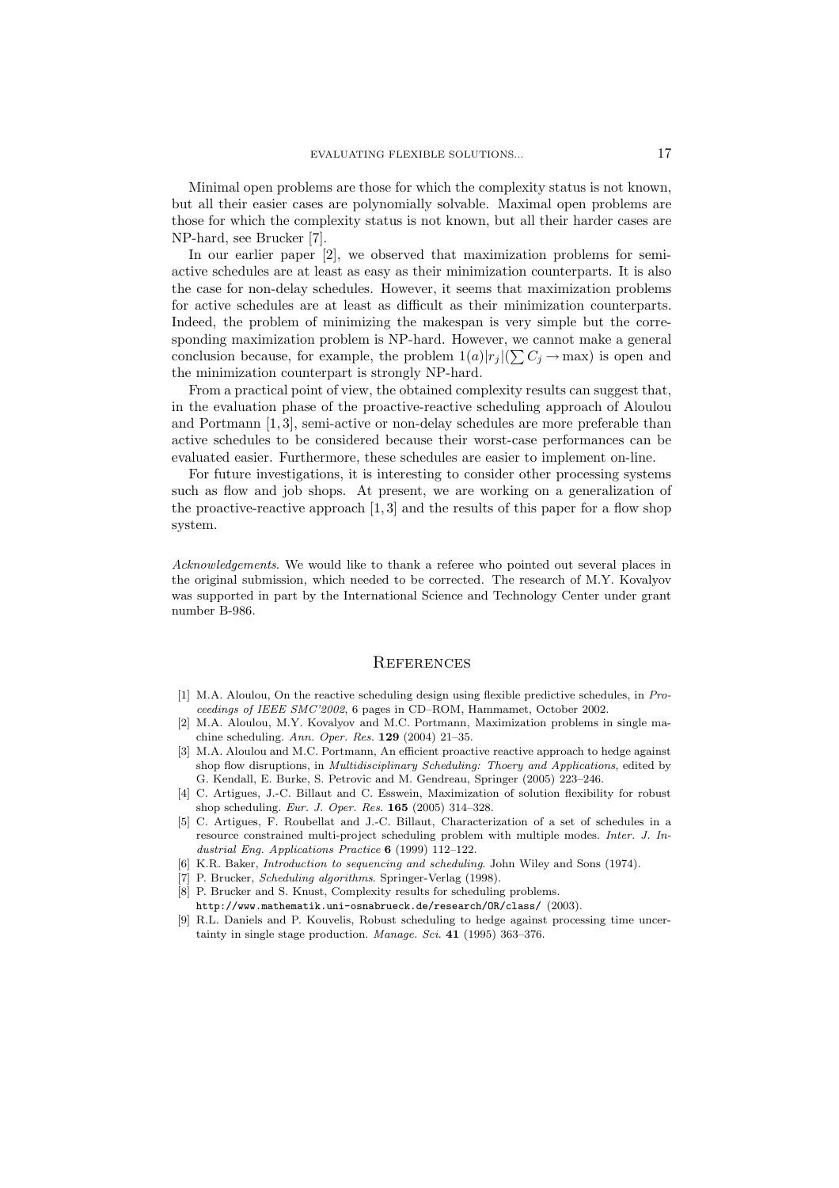Minimal open problems are those for which the complexity status is not known, but all their easier cases are polynomially solvable. Maximal open problems are those for which the complexity status is not known, but all their harder cases are NP-hard, see Brucker [7].

In our earlier paper [2], we observed that maximization problems for semi-active schedules are at least as easy as their minimization counterparts. It is also the case for non-delay schedules. However, it seems that maximization problems for active schedules are at least as difficult as their minimization counterparts. Indeed, the problem of minimizing the makespan is very simple but the corresponding maximization problem is NP-hard. However, we cannot make a general conclusion because, for example, the problem $1(a)|r_j|(\sum C_j \to \max)$ is open and the minimization counterpart is strongly NP-hard.

From a practical point of view, the obtained complexity results can suggest that, in the evaluation phase of the proactive-reactive scheduling approach of Aloulou and Portmann [1, 3], semi-active or non-delay schedules are more preferable than active schedules to be considered because their worst-case performances can be evaluated easier. Furthermore, these schedules are easier to implement on-line.

For future investigations, it is interesting to consider other processing systems such as flow and job shops. At present, we are working on a generalization of the proactive-reactive approach [1, 3] and the results of this paper for a flow shop system.

*Acknowledgements*. We would like to thank a referee who pointed out several places in the original submission, which needed to be corrected. The research of M.Y. Kovalyov was supported in part by the International Science and Technology Center under grant number B-986.

## References

[1] M.A. Aloulou, On the reactive scheduling design using flexible predictive schedules, in *Proceedings of IEEE SMC'2002*, 6 pages in CD–ROM, Hammamet, October 2002.

[2] M.A. Aloulou, M.Y. Kovalyov and M.C. Portmann, Maximization problems in single machine scheduling. *Ann. Oper. Res.* **129** (2004) 21–35.

[3] M.A. Aloulou and M.C. Portmann, An efficient proactive reactive approach to hedge against shop flow disruptions, in *Multidisciplinary Scheduling: Thoery and Applications*, edited by G. Kendall, E. Burke, S. Petrovic and M. Gendreau, Springer (2005) 223–246.

[4] C. Artigues, J.-C. Billaut and C. Esswein, Maximization of solution flexibility for robust shop scheduling. *Eur. J. Oper. Res.* **165** (2005) 314–328.

[5] C. Artigues, F. Roubellat and J.-C. Billaut, Characterization of a set of schedules in a resource constrained multi-project scheduling problem with multiple modes. *Inter. J. Industrial Eng. Applications Practice* **6** (1999) 112–122.

[6] K.R. Baker, *Introduction to sequencing and scheduling*. John Wiley and Sons (1974).

[7] P. Brucker, *Scheduling algorithms*. Springer-Verlag (1998).

[8] P. Brucker and S. Knust, Complexity results for scheduling problems. `http://www.mathematik.uni-osnabrueck.de/research/OR/class/` (2003).

[9] R.L. Daniels and P. Kouvelis, Robust scheduling to hedge against processing time uncertainty in single stage production. *Manage. Sci.* **41** (1995) 363–376.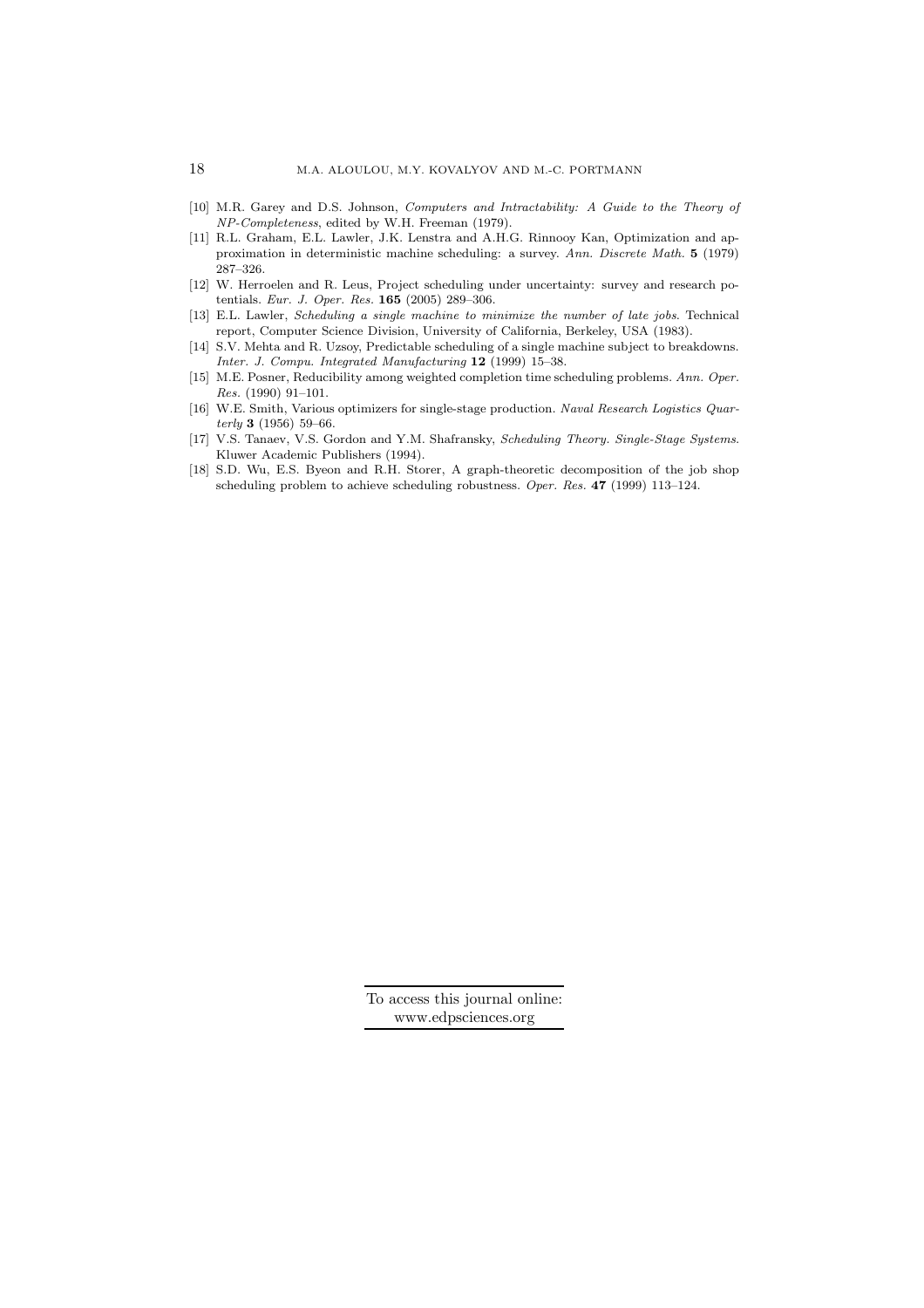[10] M.R. Garey and D.S. Johnson, *Computers and Intractability: A Guide to the Theory of NP-Completeness*, edited by W.H. Freeman (1979).

[11] R.L. Graham, E.L. Lawler, J.K. Lenstra and A.H.G. Rinnooy Kan, Optimization and approximation in deterministic machine scheduling: a survey. *Ann. Discrete Math.* **5** (1979) 287–326.

[12] W. Herroelen and R. Leus, Project scheduling under uncertainty: survey and research potentials. *Eur. J. Oper. Res.* **165** (2005) 289–306.

[13] E.L. Lawler, *Scheduling a single machine to minimize the number of late jobs*. Technical report, Computer Science Division, University of California, Berkeley, USA (1983).

[14] S.V. Mehta and R. Uzsoy, Predictable scheduling of a single machine subject to breakdowns. *Inter. J. Compu. Integrated Manufacturing* **12** (1999) 15–38.

[15] M.E. Posner, Reducibility among weighted completion time scheduling problems. *Ann. Oper. Res.* (1990) 91–101.

[16] W.E. Smith, Various optimizers for single-stage production. *Naval Research Logistics Quarterly* **3** (1956) 59–66.

[17] V.S. Tanaev, V.S. Gordon and Y.M. Shafransky, *Scheduling Theory. Single-Stage Systems*. Kluwer Academic Publishers (1994).

[18] S.D. Wu, E.S. Byeon and R.H. Storer, A graph-theoretic decomposition of the job shop scheduling problem to achieve scheduling robustness. *Oper. Res.* **47** (1999) 113–124.

To access this journal online:
www.edpsciences.org